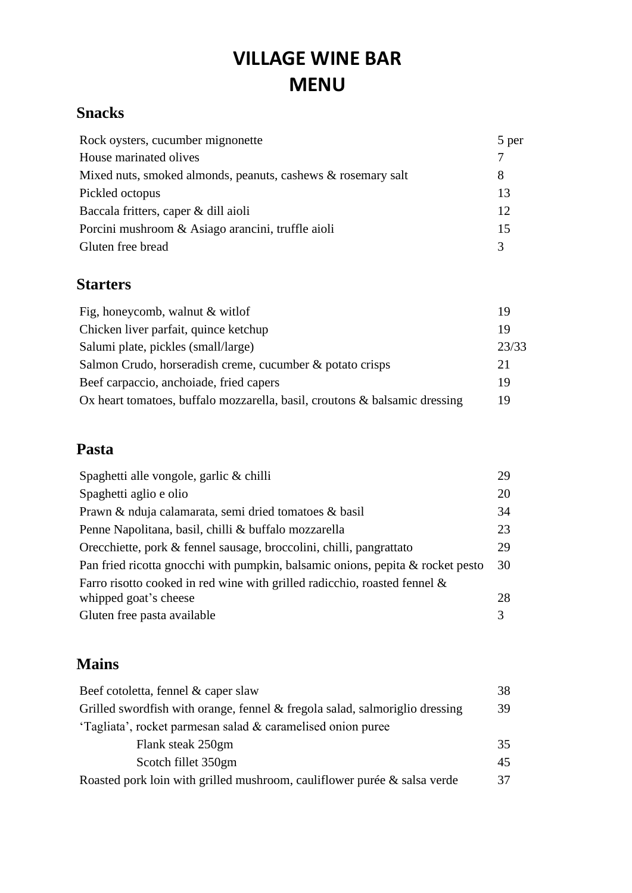# VILLAGE WINE BAR
# MENU

## Snacks

| | |
|---|---|
| Rock oysters, cucumber mignonette | 5 per |
| House marinated olives | 7 |
| Mixed nuts, smoked almonds, peanuts, cashews & rosemary salt | 8 |
| Pickled octopus | 13 |
| Baccala fritters, caper & dill aioli | 12 |
| Porcini mushroom & Asiago arancini, truffle aioli | 15 |
| Gluten free bread | 3 |

## Starters

| | |
|---|---|
| Fig, honeycomb, walnut & witlof | 19 |
| Chicken liver parfait, quince ketchup | 19 |
| Salumi plate, pickles (small/large) | 23/33 |
| Salmon Crudo, horseradish creme, cucumber & potato crisps | 21 |
| Beef carpaccio, anchoiade, fried capers | 19 |
| Ox heart tomatoes, buffalo mozzarella, basil, croutons & balsamic dressing | 19 |

## Pasta

| | |
|---|---|
| Spaghetti alle vongole, garlic & chilli | 29 |
| Spaghetti aglio e olio | 20 |
| Prawn & nduja calamarata, semi dried tomatoes & basil | 34 |
| Penne Napolitana, basil, chilli & buffalo mozzarella | 23 |
| Orecchiette, pork & fennel sausage, broccolini, chilli, pangrattato | 29 |
| Pan fried ricotta gnocchi with pumpkin, balsamic onions, pepita & rocket pesto | 30 |
| Farro risotto cooked in red wine with grilled radicchio, roasted fennel & whipped goat's cheese | 28 |
| Gluten free pasta available | 3 |

## Mains

| | |
|---|---|
| Beef cotoletta, fennel & caper slaw | 38 |
| Grilled swordfish with orange, fennel & fregola salad, salmoriglio dressing | 39 |
| 'Tagliata', rocket parmesan salad & caramelised onion puree | |
| Flank steak 250gm | 35 |
| Scotch fillet 350gm | 45 |
| Roasted pork loin with grilled mushroom, cauliflower purée & salsa verde | 37 |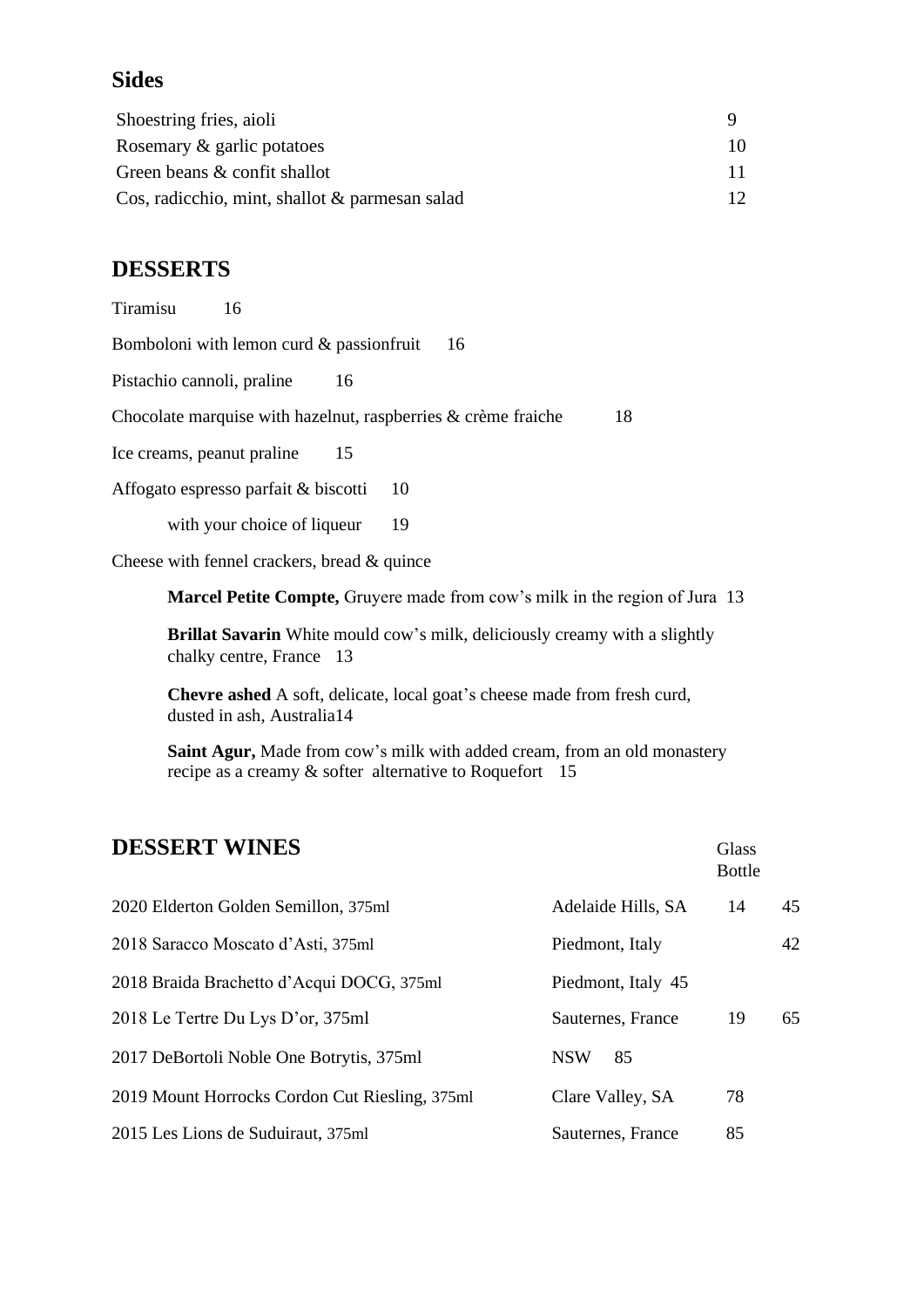## Sides

| | |
|---|---|
| Shoestring fries, aioli | 9 |
| Rosemary & garlic potatoes | 10 |
| Green beans & confit shallot | 11 |
| Cos, radicchio, mint, shallot & parmesan salad | 12 |

## DESSERTS

Tiramisu 16

Bomboloni with lemon curd & passionfruit 16

Pistachio cannoli, praline 16

Chocolate marquise with hazelnut, raspberries & crème fraiche 18

Ice creams, peanut praline 15

Affogato espresso parfait & biscotti 10

with your choice of liqueur 19

Cheese with fennel crackers, bread & quince

**Marcel Petite Compte,** Gruyere made from cow's milk in the region of Jura 13

**Brillat Savarin** White mould cow's milk, deliciously creamy with a slightly chalky centre, France 13

**Chevre ashed** A soft, delicate, local goat's cheese made from fresh curd, dusted in ash, Australia14

**Saint Agur,** Made from cow's milk with added cream, from an old monastery recipe as a creamy & softer alternative to Roquefort 15

## DESSERT WINES

| | | Glass | Bottle |
|---|---|---|---|
| 2020 Elderton Golden Semillon, 375ml | Adelaide Hills, SA | 14 | 45 |
| 2018 Saracco Moscato d'Asti, 375ml | Piedmont, Italy | | 42 |
| 2018 Braida Brachetto d'Acqui DOCG, 375ml | Piedmont, Italy 45 | | |
| 2018 Le Tertre Du Lys D'or, 375ml | Sauternes, France | 19 | 65 |
| 2017 DeBortoli Noble One Botrytis, 375ml | NSW 85 | | |
| 2019 Mount Horrocks Cordon Cut Riesling, 375ml | Clare Valley, SA | 78 | |
| 2015 Les Lions de Suduiraut, 375ml | Sauternes, France | 85 | |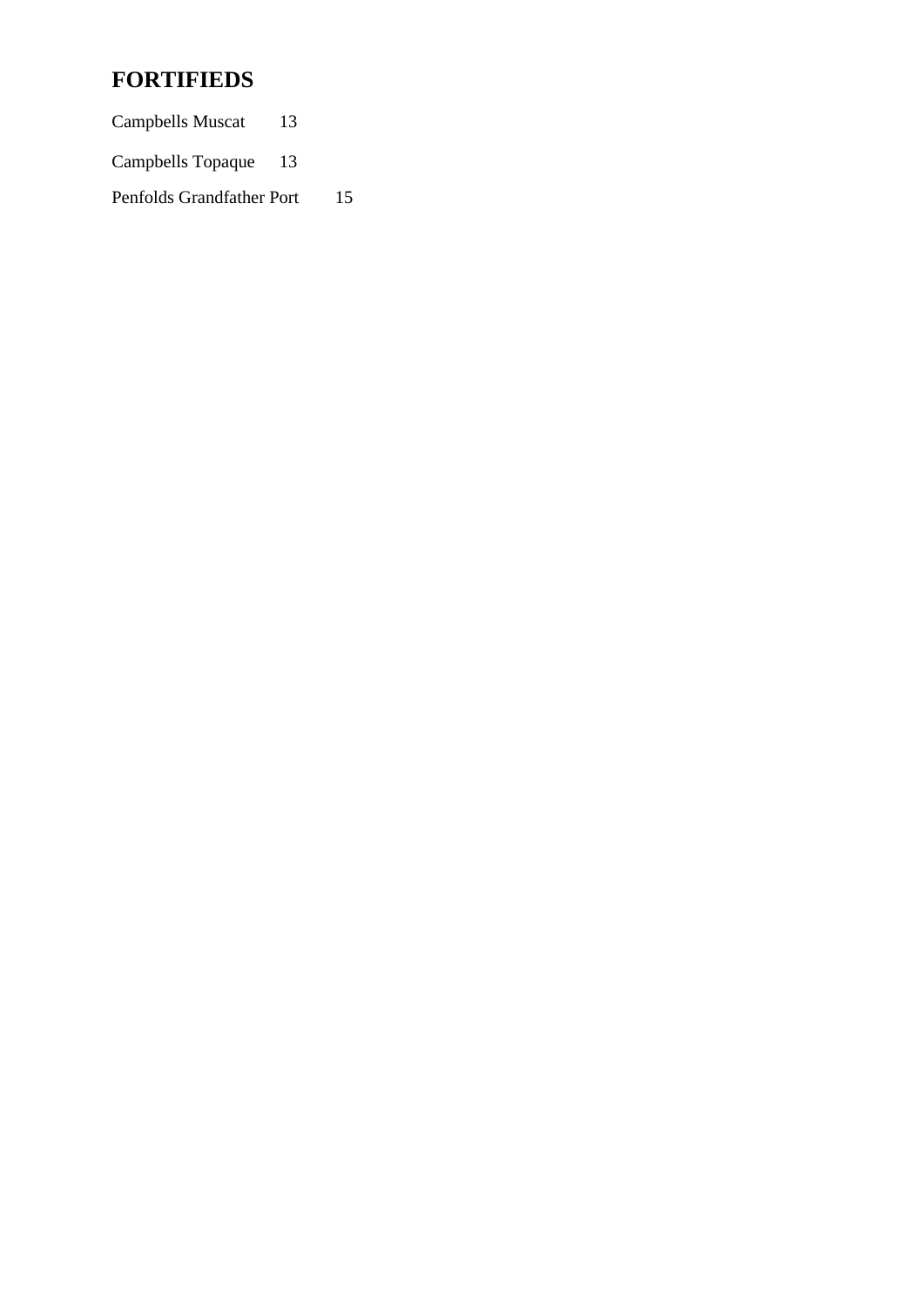# FORTIFIEDS

Campbells Muscat 13

Campbells Topaque 13

Penfolds Grandfather Port 15